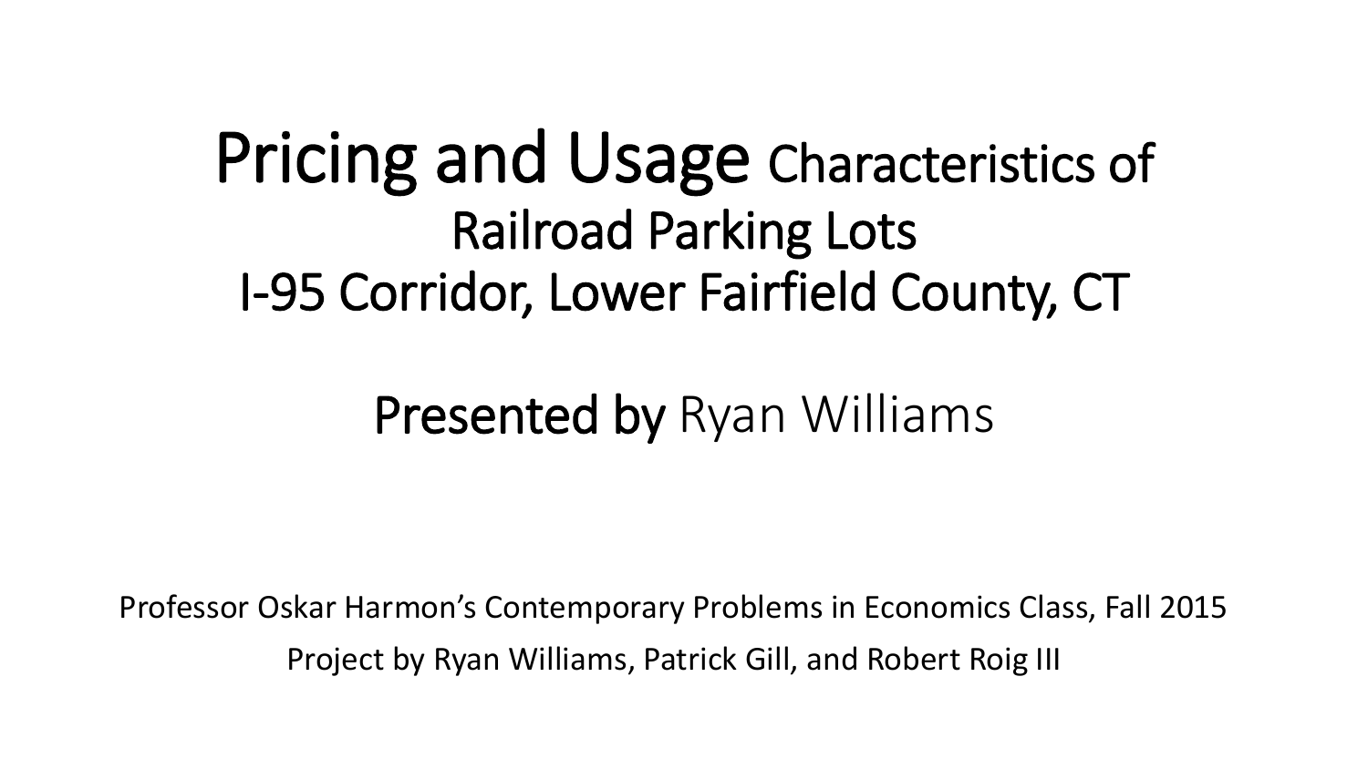# Pricing and Usage Characteristics of Railroad Parking Lots I-95 Corridor, Lower Fairfield County, CT

## Presented by Ryan Williams

Professor Oskar Harmon's Contemporary Problems in Economics Class, Fall 2015

Project by Ryan Williams, Patrick Gill, and Robert Roig III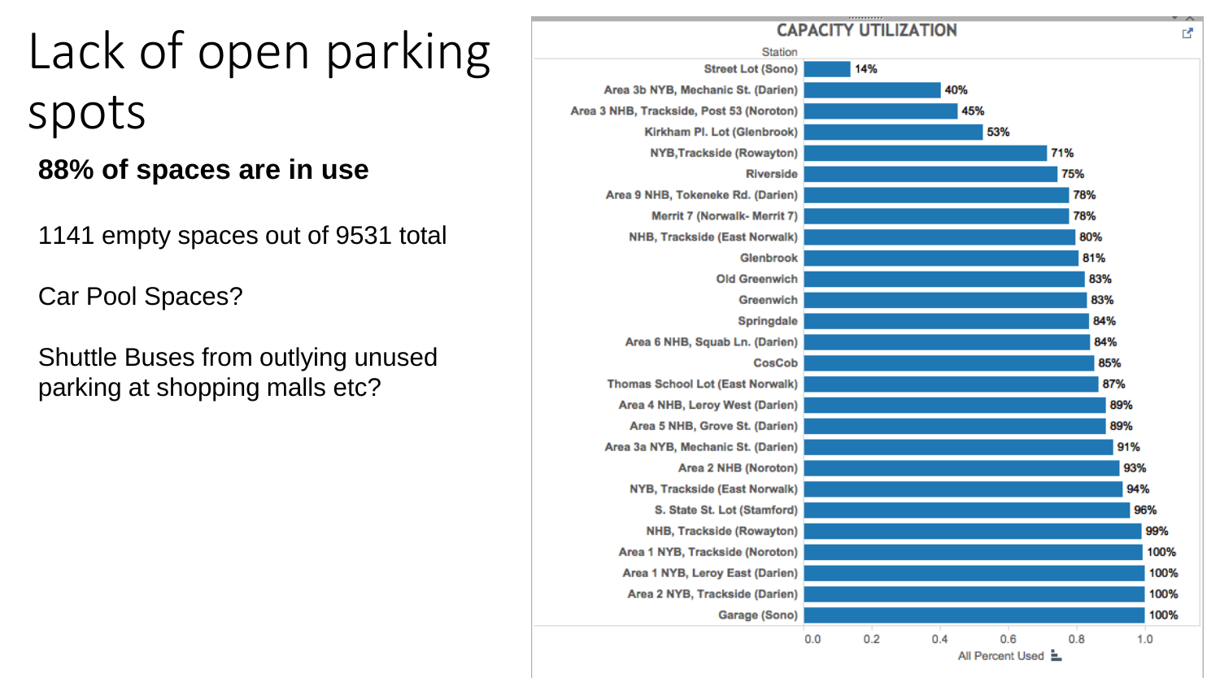# Lack of open parking spots

**88% of spaces are in use**

1141 empty spaces out of 9531 total

Car Pool Spaces?

Shuttle Buses from outlying unused parking at shopping malls etc?

**CAPACITY UTILIZATION**

| Station | All Percent Used |
|---|---|
| Street Lot (Sono) | 14% |
| Area 3b NYB, Mechanic St. (Darien) | 40% |
| Area 3 NHB, Trackside, Post 53 (Noroton) | 45% |
| Kirkham Pl. Lot (Glenbrook) | 53% |
| NYB,Trackside (Rowayton) | 71% |
| Riverside | 75% |
| Area 9 NHB, Tokeneke Rd. (Darien) | 78% |
| Merrit 7 (Norwalk- Merrit 7) | 78% |
| NHB, Trackside (East Norwalk) | 80% |
| Glenbrook | 81% |
| Old Greenwich | 83% |
| Greenwich | 83% |
| Springdale | 84% |
| Area 6 NHB, Squab Ln. (Darien) | 84% |
| CosCob | 85% |
| Thomas School Lot (East Norwalk) | 87% |
| Area 4 NHB, Leroy West (Darien) | 89% |
| Area 5 NHB, Grove St. (Darien) | 89% |
| Area 3a NYB, Mechanic St. (Darien) | 91% |
| Area 2 NHB (Noroton) | 93% |
| NYB, Trackside (East Norwalk) | 94% |
| S. State St. Lot (Stamford) | 96% |
| NHB, Trackside (Rowayton) | 99% |
| Area 1 NYB, Trackside (Noroton) | 100% |
| Area 1 NYB, Leroy East (Darien) | 100% |
| Area 2 NYB, Trackside (Darien) | 100% |
| Garage (Sono) | 100% |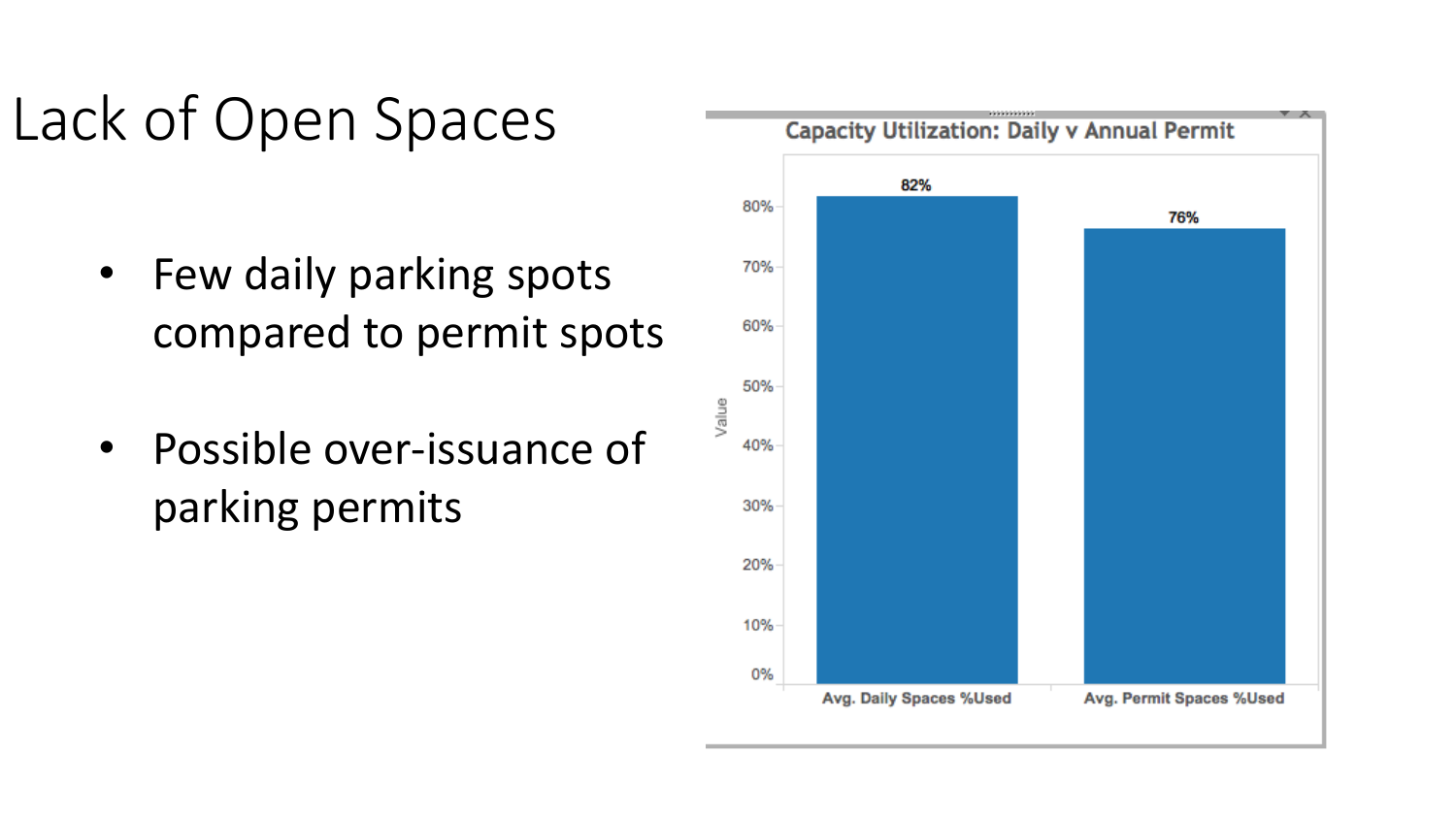# Lack of Open Spaces

- Few daily parking spots compared to permit spots
- Possible over-issuance of parking permits

**Capacity Utilization: Daily v Annual Permit**

| | Value |
|---|---|
| Avg. Daily Spaces %Used | 82% |
| Avg. Permit Spaces %Used | 76% |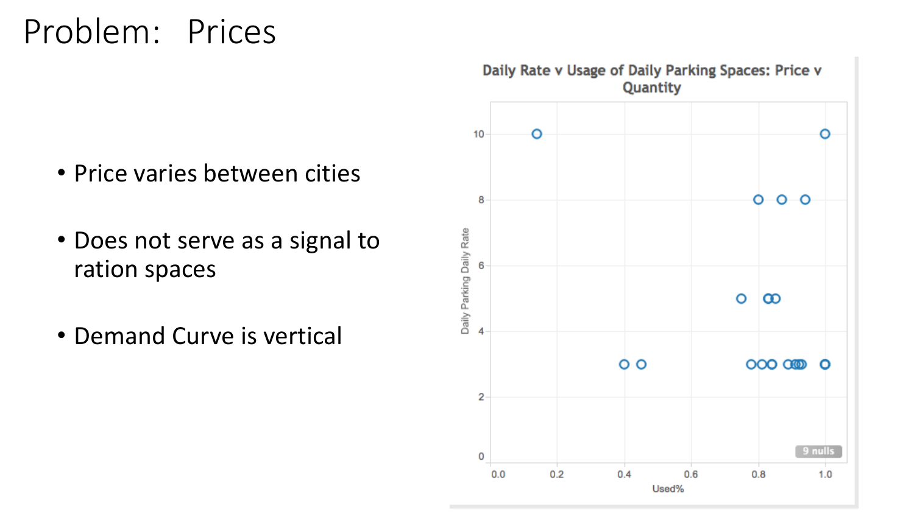# Problem: Prices

- Price varies between cities
- Does not serve as a signal to ration spaces
- Demand Curve is vertical

Daily Rate v Usage of Daily Parking Spaces: Price v Quantity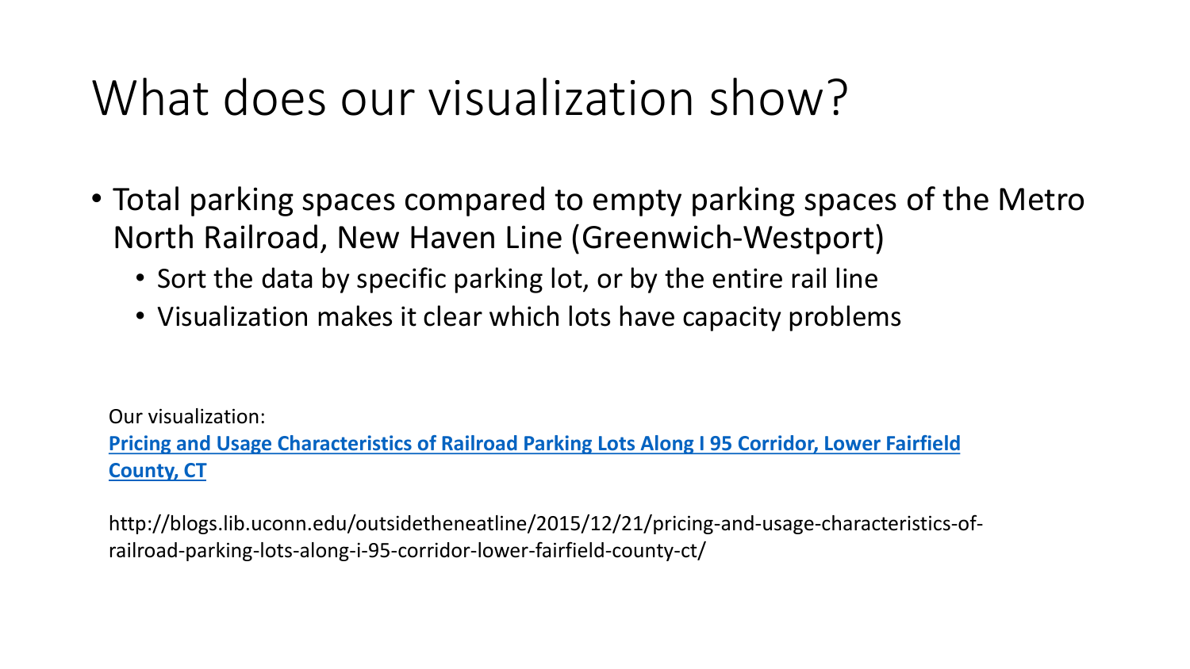# What does our visualization show?

- Total parking spaces compared to empty parking spaces of the Metro North Railroad, New Haven Line (Greenwich-Westport)
  - Sort the data by specific parking lot, or by the entire rail line
  - Visualization makes it clear which lots have capacity problems

Our visualization:
**[Pricing and Usage Characteristics of Railroad Parking Lots Along I 95 Corridor, Lower Fairfield County, CT](http://blogs.lib.uconn.edu/outsidetheneatline/2015/12/21/pricing-and-usage-characteristics-of-railroad-parking-lots-along-i-95-corridor-lower-fairfield-county-ct/)**

http://blogs.lib.uconn.edu/outsidetheneatline/2015/12/21/pricing-and-usage-characteristics-of-railroad-parking-lots-along-i-95-corridor-lower-fairfield-county-ct/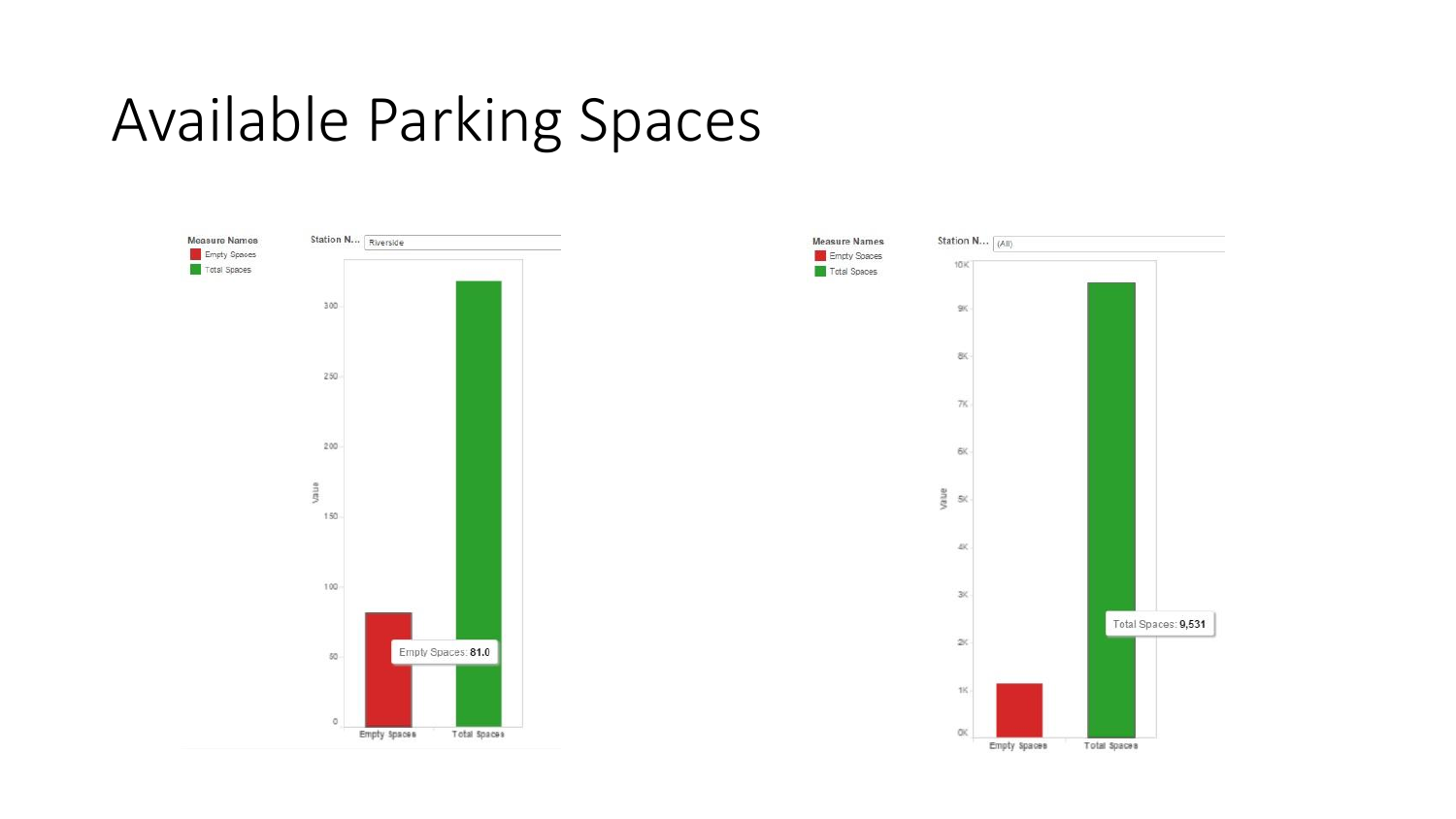# Available Parking Spaces

Measure Names
- Empty Spaces
- Total Spaces

Station N... Riverside

Value

0, 50, 100, 150, 200, 250, 300

Empty Spaces: **81.0**

Empty Spaces | Total Spaces

Measure Names
- Empty Spaces
- Total Spaces

Station N... (All)

Value

0K, 1K, 2K, 3K, 4K, 5K, 6K, 7K, 8K, 9K, 10K

Total Spaces: **9,531**

Empty Spaces | Total Spaces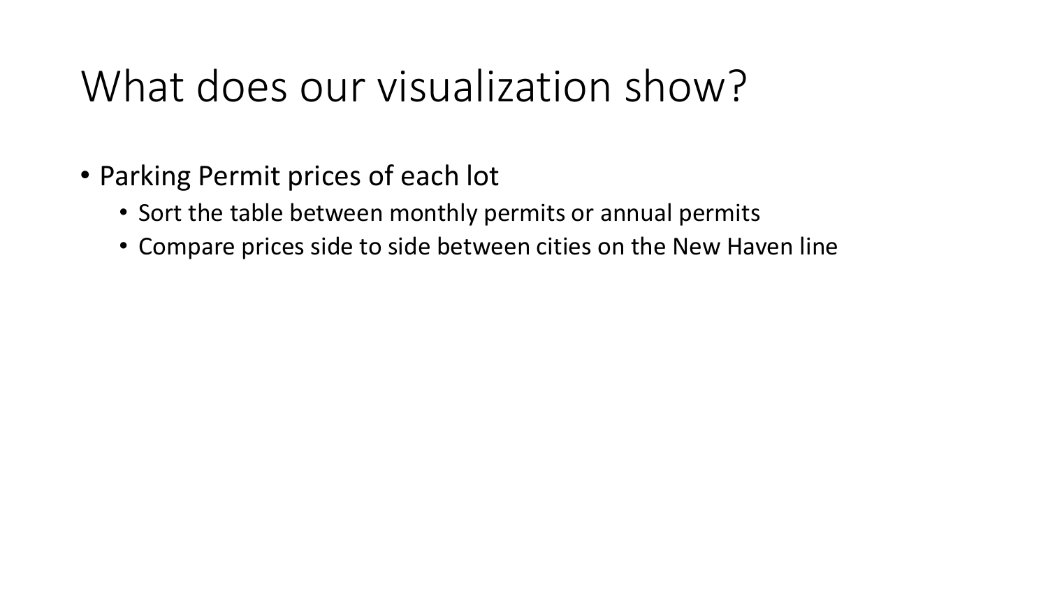# What does our visualization show?

- Parking Permit prices of each lot
  - Sort the table between monthly permits or annual permits
  - Compare prices side to side between cities on the New Haven line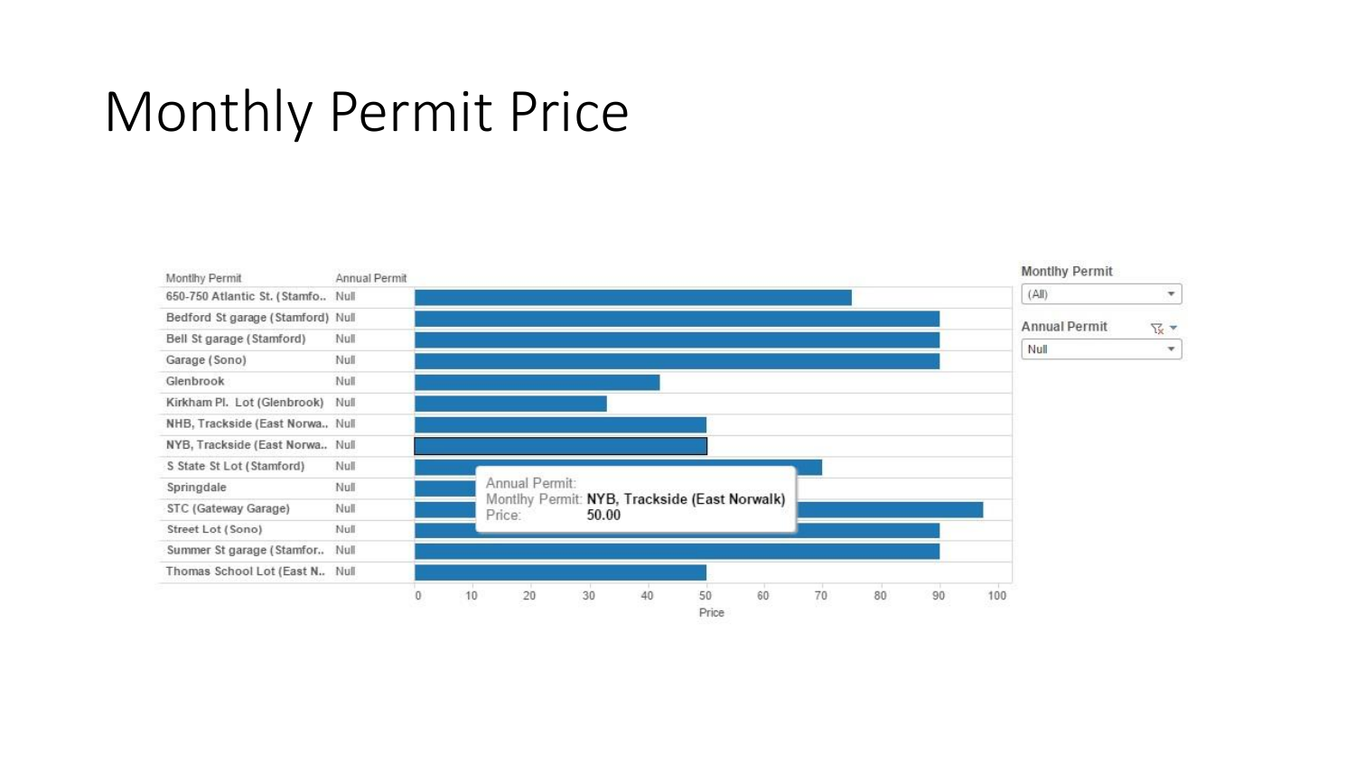# Monthly Permit Price

| Montlhy Permit | Annual Permit |
|---|---|
| 650-750 Atlantic St. (Stamfo.. | Null |
| Bedford St garage (Stamford) | Null |
| Bell St garage (Stamford) | Null |
| Garage (Sono) | Null |
| Glenbrook | Null |
| Kirkham Pl. Lot (Glenbrook) | Null |
| NHB, Trackside (East Norwa.. | Null |
| NYB, Trackside (East Norwa.. | Null |
| S State St Lot (Stamford) | Null |
| Springdale | Null |
| STC (Gateway Garage) | Null |
| Street Lot (Sono) | Null |
| Summer St garage (Stamfor.. | Null |
| Thomas School Lot (East N.. | Null |

Price: 0 10 20 30 40 50 60 70 80 90 100

Annual Permit:
Montlhy Permit: **NYB, Trackside (East Norwalk)**
Price: 50.00

Montlhy Permit: (All)

Annual Permit: Null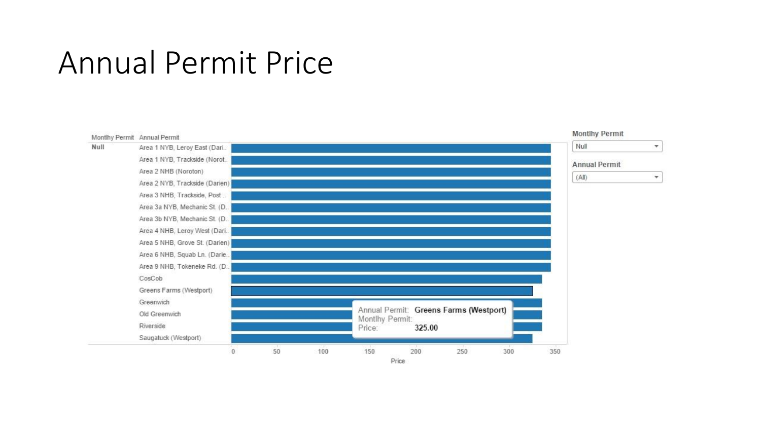# Annual Permit Price

| Montlhy Permit | Annual Permit |
|---|---|
| Null | Area 1 NYB, Leroy East (Dari.. |
| | Area 1 NYB, Trackside (Norot.. |
| | Area 2 NHB (Noroton) |
| | Area 2 NYB, Trackside (Darien) |
| | Area 3 NHB, Trackside, Post .. |
| | Area 3a NYB, Mechanic St. (D.. |
| | Area 3b NYB, Mechanic St. (D.. |
| | Area 4 NHB, Leroy West (Dari.. |
| | Area 5 NHB, Grove St. (Darien) |
| | Area 6 NHB, Squab Ln. (Darie.. |
| | Area 9 NHB, Tokeneke Rd. (D.. |
| | CosCob |
| | Greens Farms (Westport) |
| | Greenwich |
| | Old Greenwich |
| | Riverside |
| | Saugatuck (Westport) |

Price: 0, 50, 100, 150, 200, 250, 300, 350

Annual Permit: **Greens Farms (Westport)**
Montlhy Permit:
Price: 325.00

Montlhy Permit: Null

Annual Permit: (All)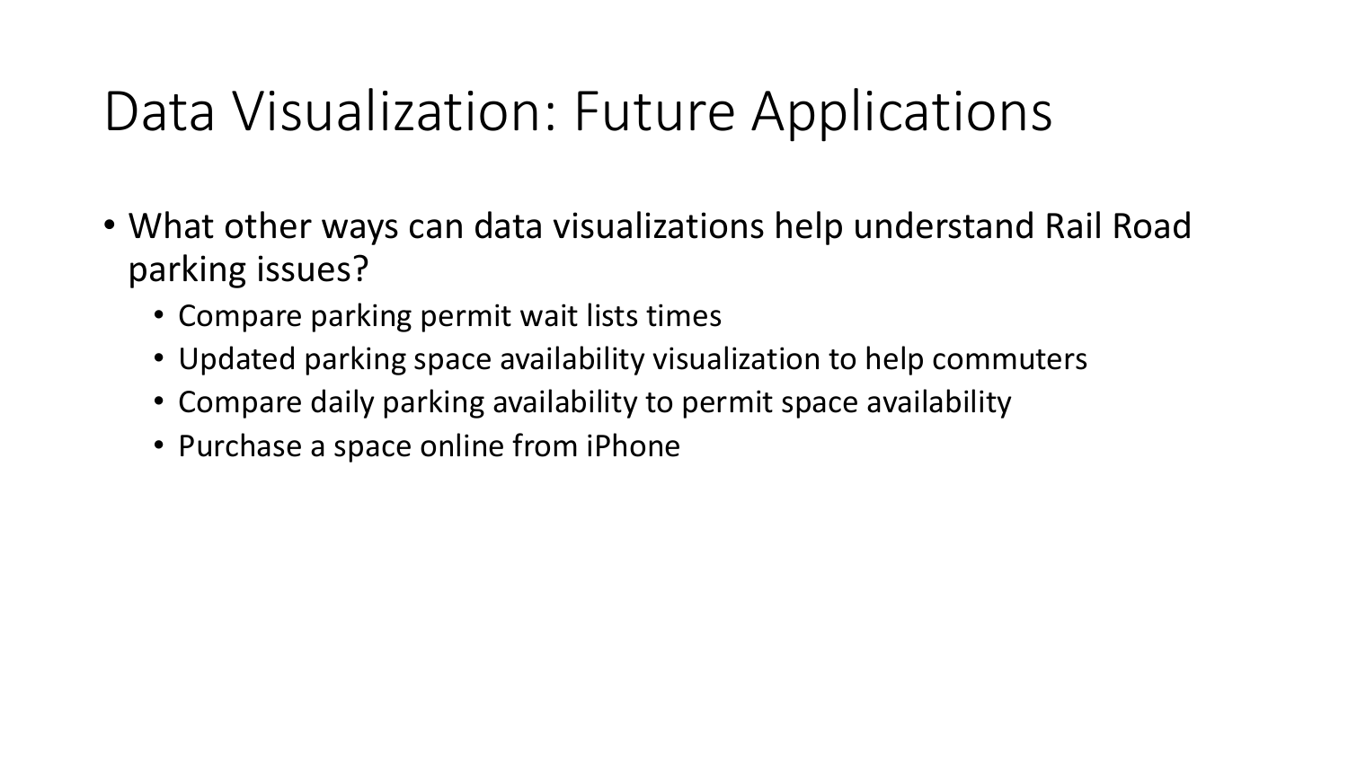# Data Visualization: Future Applications

- What other ways can data visualizations help understand Rail Road parking issues?
  - Compare parking permit wait lists times
  - Updated parking space availability visualization to help commuters
  - Compare daily parking availability to permit space availability
  - Purchase a space online from iPhone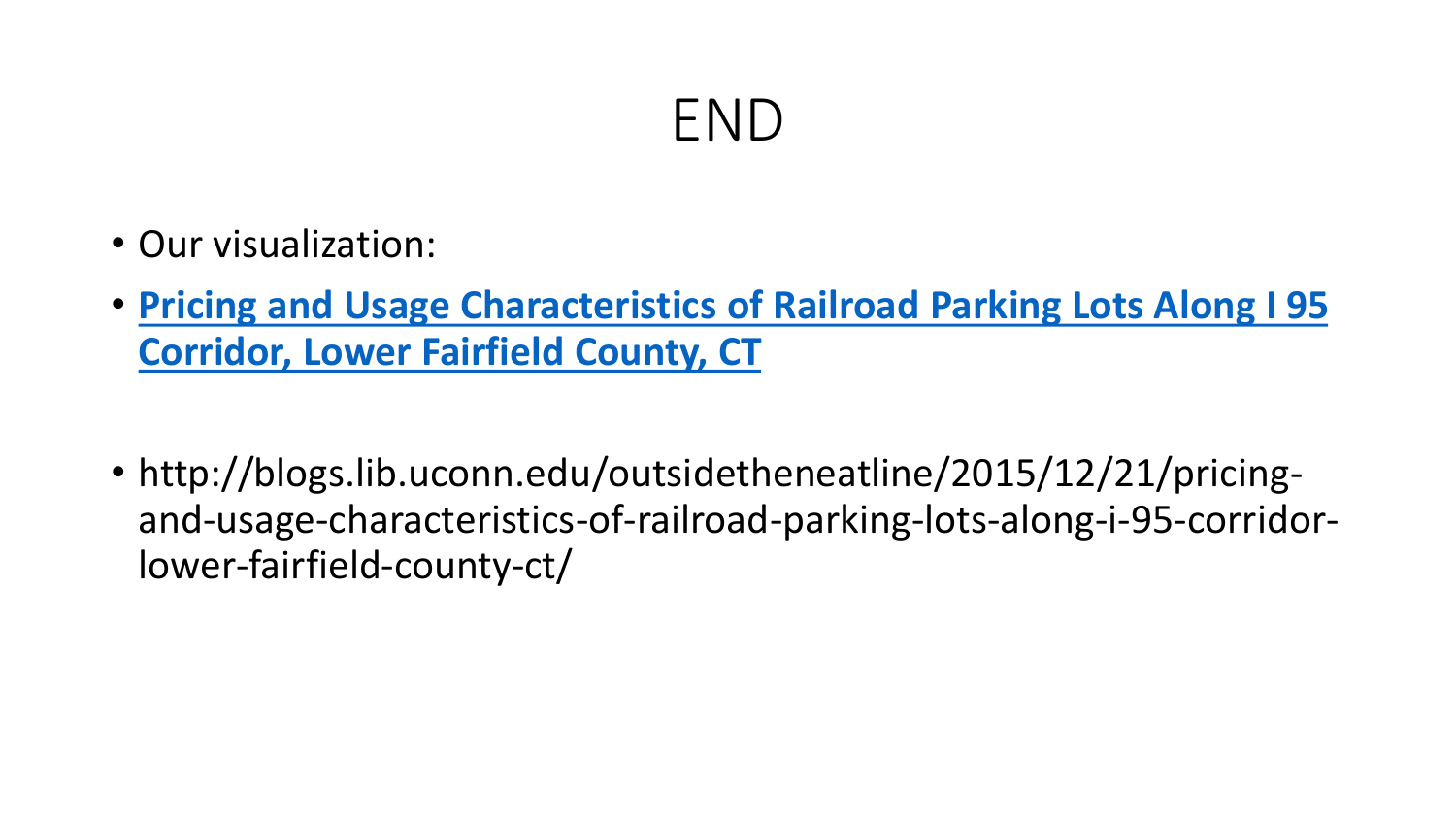# END

- Our visualization:
- **[Pricing and Usage Characteristics of Railroad Parking Lots Along I 95 Corridor, Lower Fairfield County, CT](http://blogs.lib.uconn.edu/outsidetheneatline/2015/12/21/pricing-and-usage-characteristics-of-railroad-parking-lots-along-i-95-corridor-lower-fairfield-county-ct/)**

- http://blogs.lib.uconn.edu/outsidetheneatline/2015/12/21/pricing-and-usage-characteristics-of-railroad-parking-lots-along-i-95-corridor-lower-fairfield-county-ct/